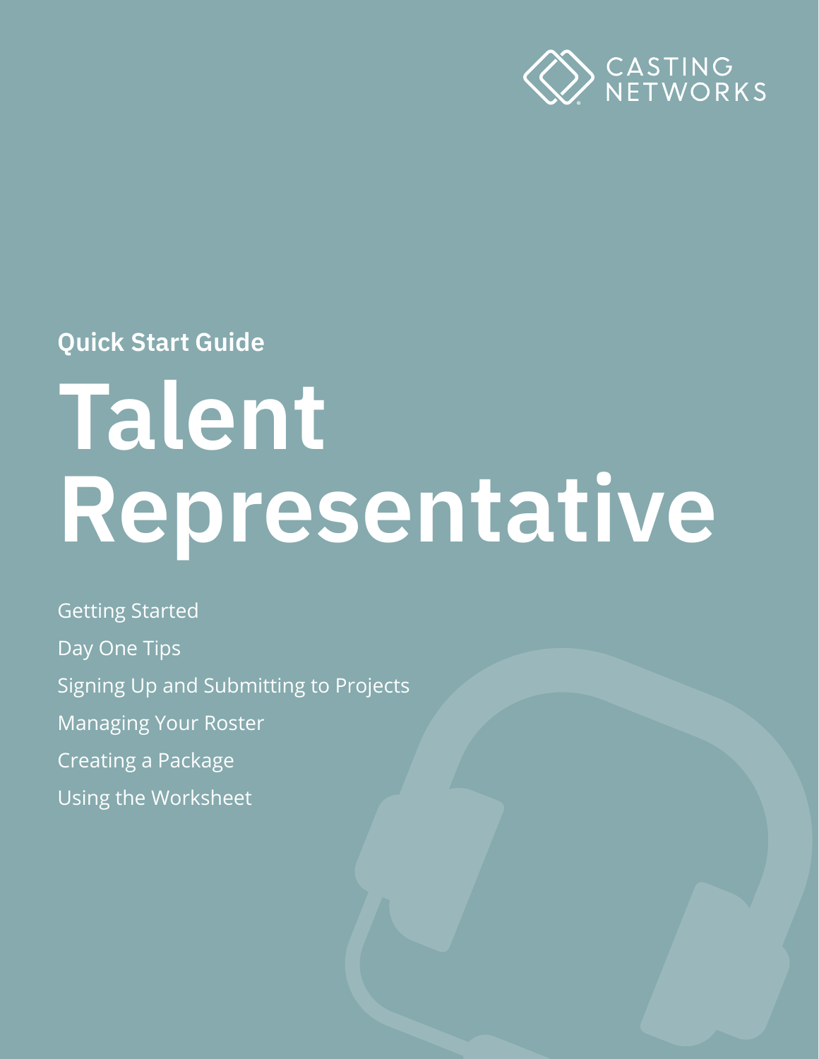CASTING NETWORKS

**Quick Start Guide**

# Talent Representative

- Getting Started
- Day One Tips
- Signing Up and Submitting to Projects
- Managing Your Roster
- Creating a Package
- Using the Worksheet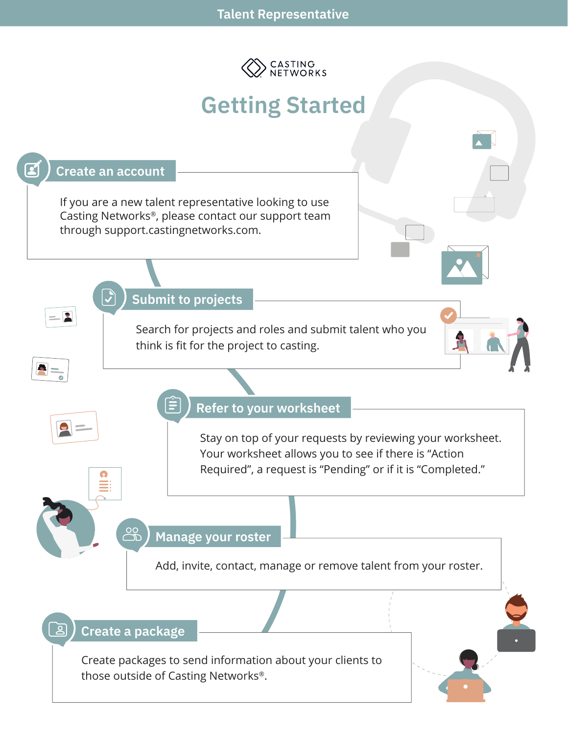CASTING NETWORKS

# Getting Started

## Create an account

If you are a new talent representative looking to use Casting Networks®, please contact our support team through support.castingnetworks.com.

## Submit to projects

Search for projects and roles and submit talent who you think is fit for the project to casting.

## Refer to your worksheet

Stay on top of your requests by reviewing your worksheet. Your worksheet allows you to see if there is “Action Required”, a request is “Pending” or if it is “Completed.”

## Manage your roster

Add, invite, contact, manage or remove talent from your roster.

## Create a package

Create packages to send information about your clients to those outside of Casting Networks®.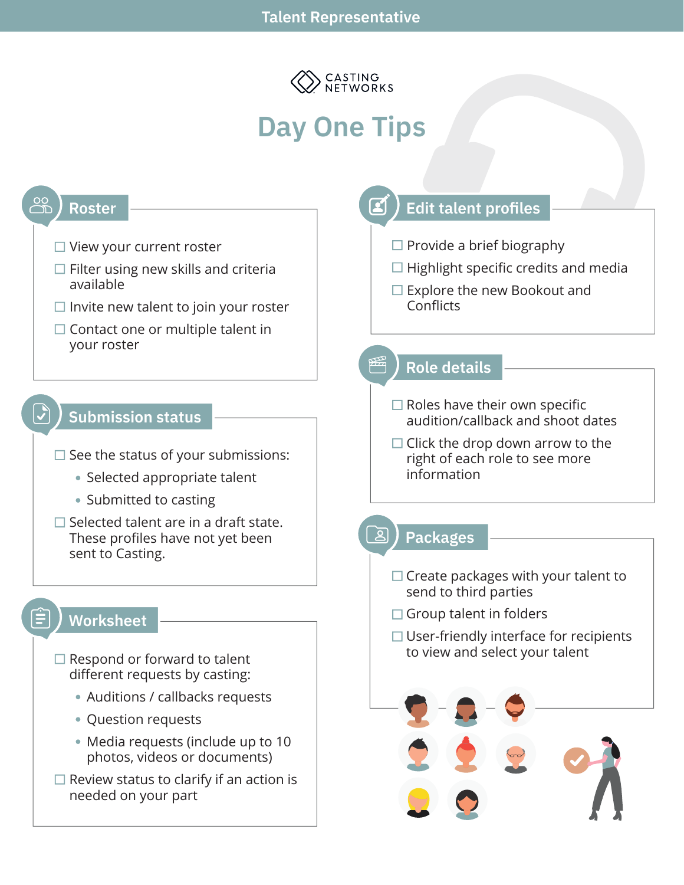Talent Representative

CASTING NETWORKS

# Day One Tips

## Roster

- ☐ View your current roster
- ☐ Filter using new skills and criteria available
- ☐ Invite new talent to join your roster
- ☐ Contact one or multiple talent in your roster

## Submission status

- ☐ See the status of your submissions:
  - Selected appropriate talent
  - Submitted to casting
- ☐ Selected talent are in a draft state. These profiles have not yet been sent to Casting.

## Worksheet

- ☐ Respond or forward to talent different requests by casting:
  - Auditions / callbacks requests
  - Question requests
  - Media requests (include up to 10 photos, videos or documents)
- ☐ Review status to clarify if an action is needed on your part

## Edit talent profiles

- ☐ Provide a brief biography
- ☐ Highlight specific credits and media
- ☐ Explore the new Bookout and Conflicts

## Role details

- ☐ Roles have their own specific audition/callback and shoot dates
- ☐ Click the drop down arrow to the right of each role to see more information

## Packages

- ☐ Create packages with your talent to send to third parties
- ☐ Group talent in folders
- ☐ User-friendly interface for recipients to view and select your talent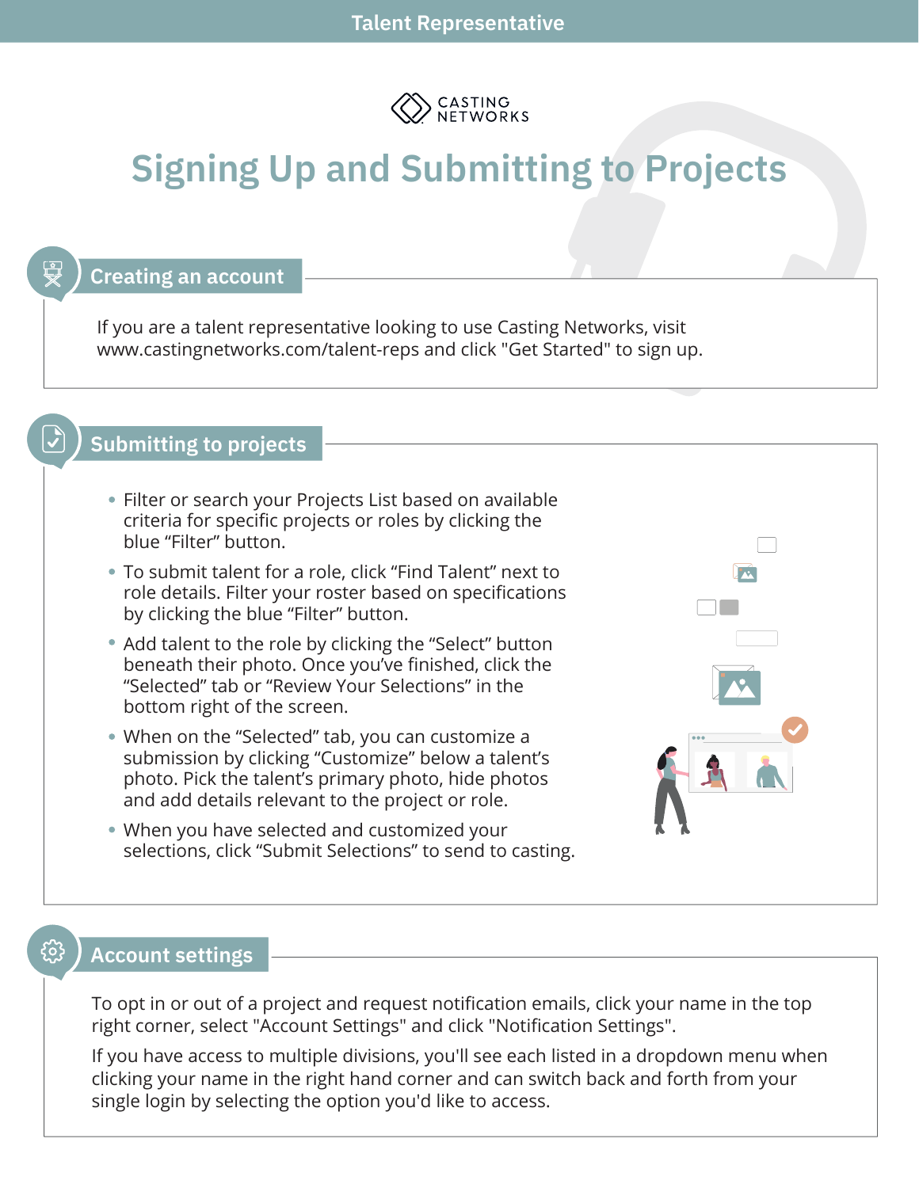Talent Representative

CASTING NETWORKS

# Signing Up and Submitting to Projects

## Creating an account

If you are a talent representative looking to use Casting Networks, visit www.castingnetworks.com/talent-reps and click "Get Started" to sign up.

## Submitting to projects

- Filter or search your Projects List based on available criteria for specific projects or roles by clicking the blue “Filter” button.
- To submit talent for a role, click “Find Talent” next to role details. Filter your roster based on specifications by clicking the blue “Filter” button.
- Add talent to the role by clicking the “Select” button beneath their photo. Once you’ve finished, click the “Selected” tab or “Review Your Selections” in the bottom right of the screen.
- When on the “Selected” tab, you can customize a submission by clicking “Customize” below a talent’s photo. Pick the talent’s primary photo, hide photos and add details relevant to the project or role.
- When you have selected and customized your selections, click “Submit Selections” to send to casting.

## Account settings

To opt in or out of a project and request notification emails, click your name in the top right corner, select "Account Settings" and click "Notification Settings".

If you have access to multiple divisions, you'll see each listed in a dropdown menu when clicking your name in the right hand corner and can switch back and forth from your single login by selecting the option you'd like to access.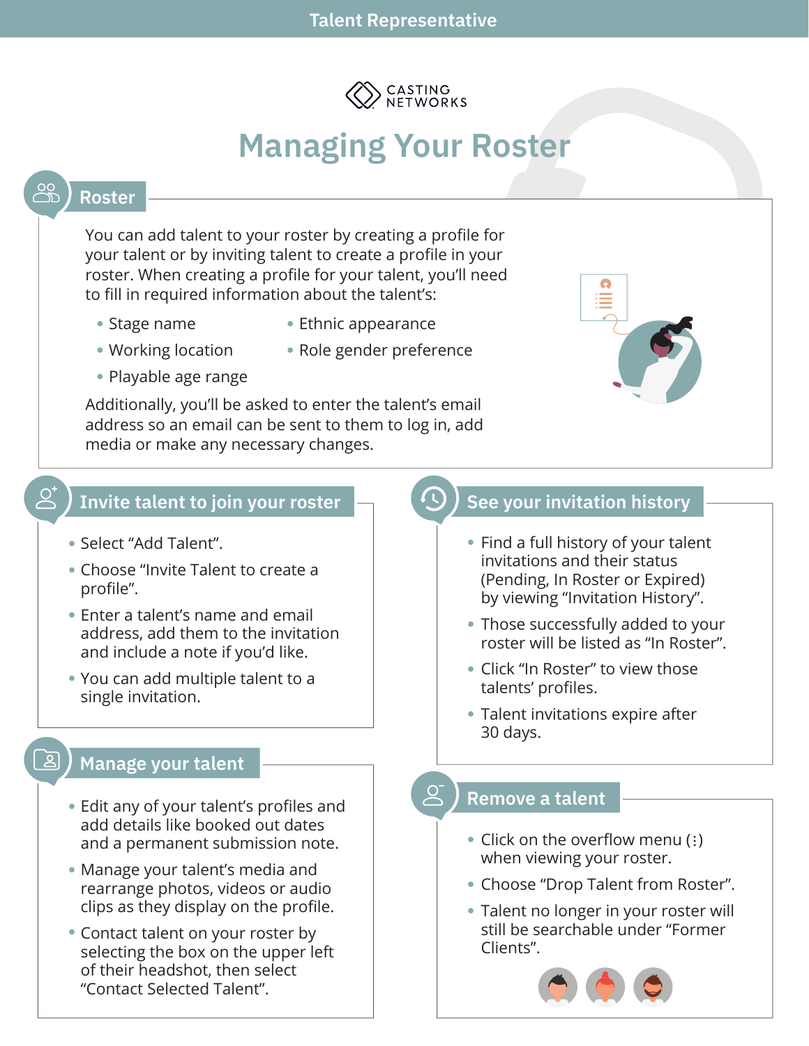Talent Representative

CASTING NETWORKS

# Managing Your Roster

## Roster

You can add talent to your roster by creating a profile for your talent or by inviting talent to create a profile in your roster. When creating a profile for your talent, you'll need to fill in required information about the talent's:

- Stage name
- Working location
- Playable age range
- Ethnic appearance
- Role gender preference

Additionally, you'll be asked to enter the talent's email address so an email can be sent to them to log in, add media or make any necessary changes.

## Invite talent to join your roster

- Select "Add Talent".
- Choose "Invite Talent to create a profile".
- Enter a talent's name and email address, add them to the invitation and include a note if you'd like.
- You can add multiple talent to a single invitation.

## Manage your talent

- Edit any of your talent's profiles and add details like booked out dates and a permanent submission note.
- Manage your talent's media and rearrange photos, videos or audio clips as they display on the profile.
- Contact talent on your roster by selecting the box on the upper left of their headshot, then select "Contact Selected Talent".

## See your invitation history

- Find a full history of your talent invitations and their status (Pending, In Roster or Expired) by viewing "Invitation History".
- Those successfully added to your roster will be listed as "In Roster".
- Click "In Roster" to view those talents' profiles.
- Talent invitations expire after 30 days.

## Remove a talent

- Click on the overflow menu (⁝) when viewing your roster.
- Choose "Drop Talent from Roster".
- Talent no longer in your roster will still be searchable under "Former Clients".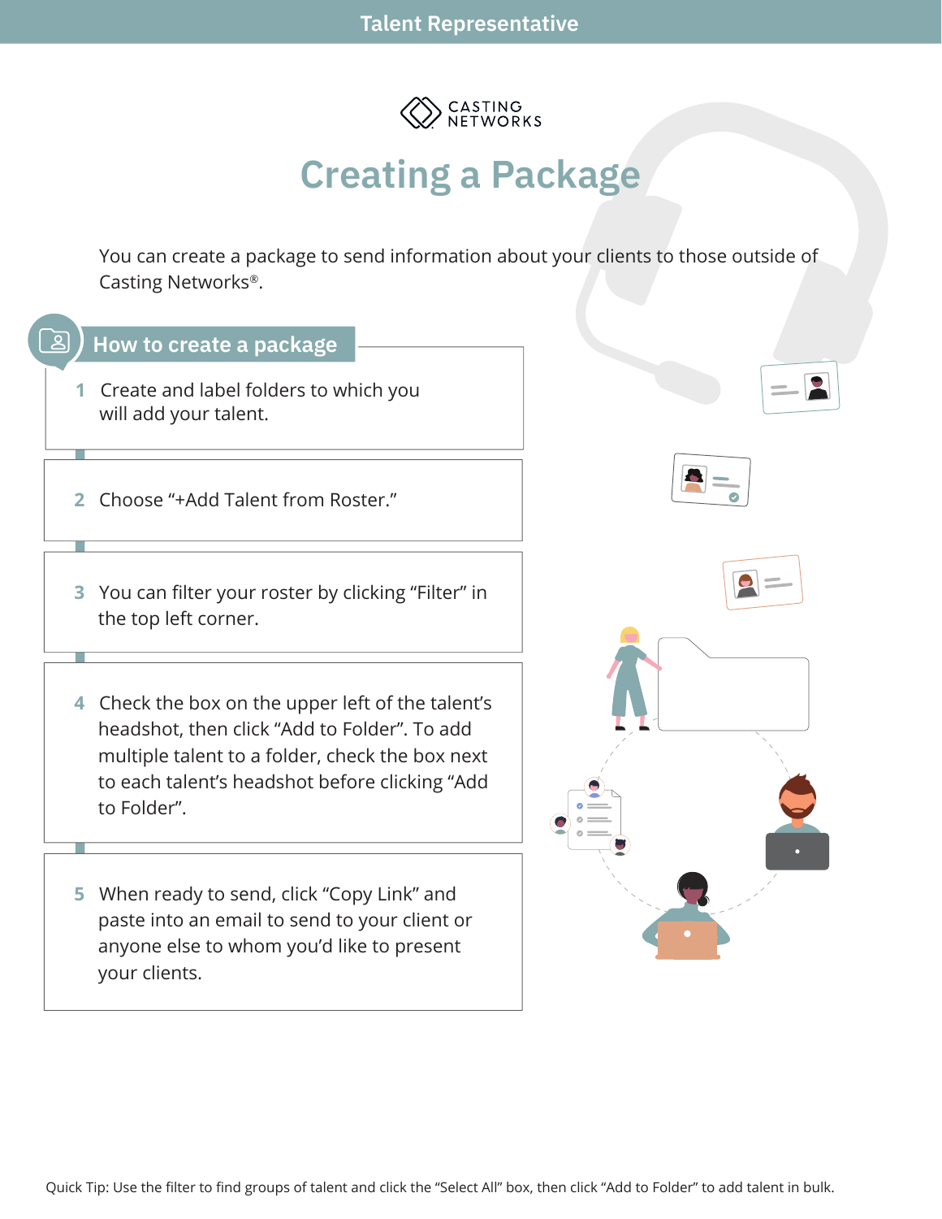Talent Representative

CASTING NETWORKS

# Creating a Package

You can create a package to send information about your clients to those outside of Casting Networks®.

## How to create a package

1. Create and label folders to which you will add your talent.
2. Choose "+Add Talent from Roster."
3. You can filter your roster by clicking "Filter" in the top left corner.
4. Check the box on the upper left of the talent's headshot, then click "Add to Folder". To add multiple talent to a folder, check the box next to each talent's headshot before clicking "Add to Folder".
5. When ready to send, click "Copy Link" and paste into an email to send to your client or anyone else to whom you'd like to present your clients.

Quick Tip: Use the filter to find groups of talent and click the "Select All" box, then click "Add to Folder" to add talent in bulk.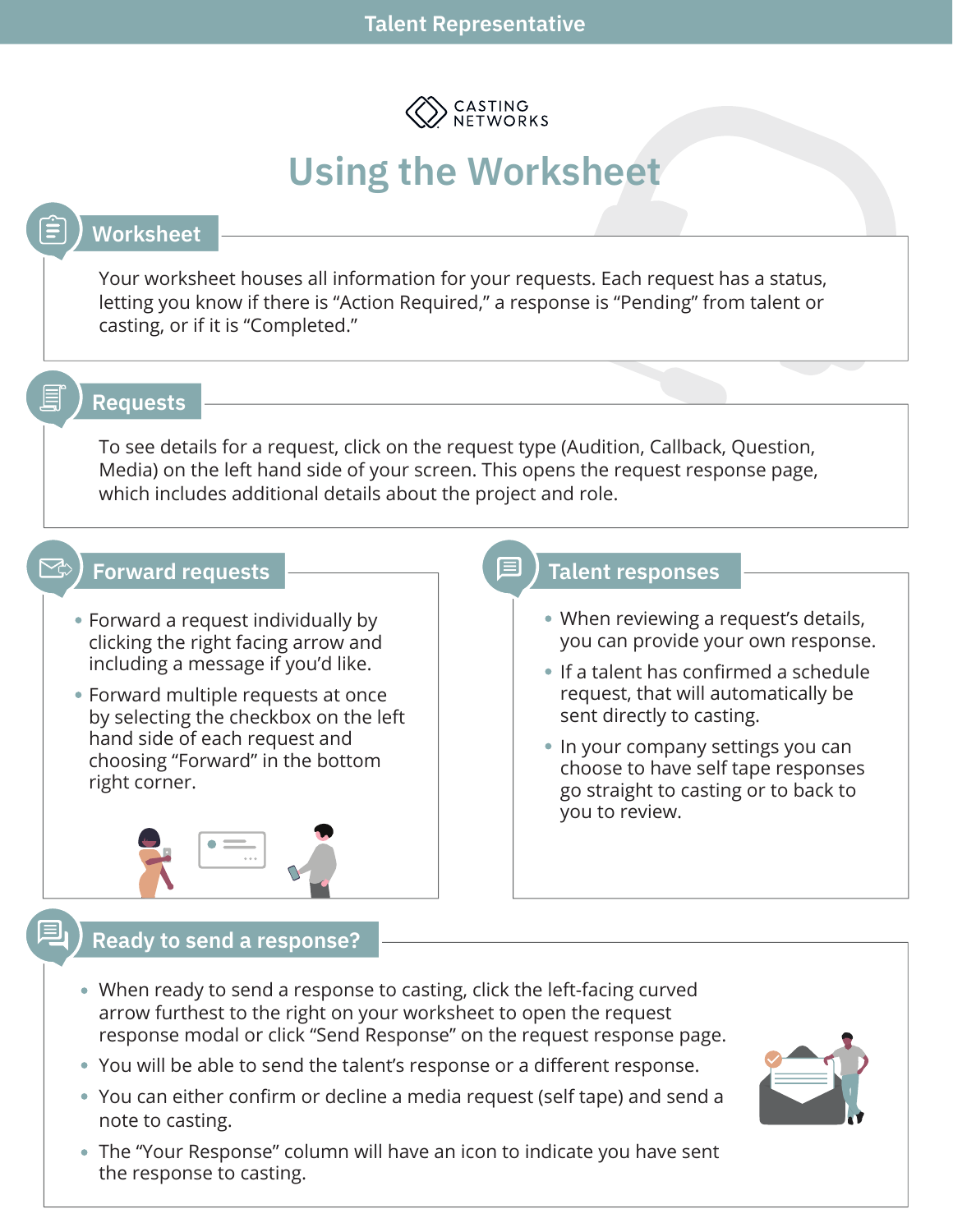Talent Representative

CASTING NETWORKS

# Using the Worksheet

## Worksheet

Your worksheet houses all information for your requests. Each request has a status, letting you know if there is “Action Required,” a response is “Pending” from talent or casting, or if it is “Completed.”

## Requests

To see details for a request, click on the request type (Audition, Callback, Question, Media) on the left hand side of your screen. This opens the request response page, which includes additional details about the project and role.

## Forward requests

- Forward a request individually by clicking the right facing arrow and including a message if you’d like.
- Forward multiple requests at once by selecting the checkbox on the left hand side of each request and choosing “Forward” in the bottom right corner.

## Talent responses

- When reviewing a request’s details, you can provide your own response.
- If a talent has confirmed a schedule request, that will automatically be sent directly to casting.
- In your company settings you can choose to have self tape responses go straight to casting or to back to you to review.

## Ready to send a response?

- When ready to send a response to casting, click the left-facing curved arrow furthest to the right on your worksheet to open the request response modal or click “Send Response” on the request response page.
- You will be able to send the talent’s response or a different response.
- You can either confirm or decline a media request (self tape) and send a note to casting.
- The “Your Response” column will have an icon to indicate you have sent the response to casting.